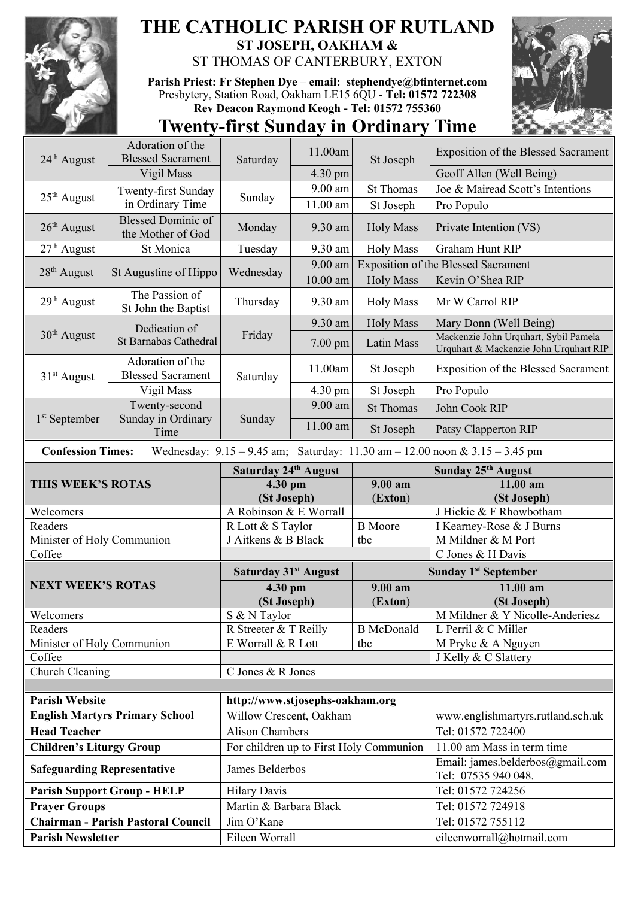# THE CATHOLIC PARISH OF RUTLAND

## ST JOSEPH, OAKHAM &

ST THOMAS OF CANTERBURY, EXTON

**Parish Priest: Fr Stephen Dye** – **email: stephendye@btinternet.com**
Presbytery, Station Road, Oakham LE15 6QU - **Tel: 01572 722308**
**Rev Deacon Raymond Keogh - Tel: 01572 755360**

# Twenty-first Sunday in Ordinary Time

| Date | Feast | Day | Time | Place | Intention |
|---|---|---|---|---|---|
| 24th August | Adoration of the Blessed Sacrament | Saturday | 11.00am | St Joseph | Exposition of the Blessed Sacrament |
| | Vigil Mass | | 4.30 pm | | Geoff Allen (Well Being) |
| 25th August | Twenty-first Sunday in Ordinary Time | Sunday | 9.00 am | St Thomas | Joe & Mairead Scott's Intentions |
| | | | 11.00 am | St Joseph | Pro Populo |
| 26th August | Blessed Dominic of the Mother of God | Monday | 9.30 am | Holy Mass | Private Intention (VS) |
| 27th August | St Monica | Tuesday | 9.30 am | Holy Mass | Graham Hunt RIP |
| 28th August | St Augustine of Hippo | Wednesday | 9.00 am | Exposition of the Blessed Sacrament | |
| | | | 10.00 am | Holy Mass | Kevin O'Shea RIP |
| 29th August | The Passion of St John the Baptist | Thursday | 9.30 am | Holy Mass | Mr W Carrol RIP |
| 30th August | Dedication of St Barnabas Cathedral | Friday | 9.30 am | Holy Mass | Mary Donn (Well Being) |
| | | | 7.00 pm | Latin Mass | Mackenzie John Urquhart, Sybil Pamela Urquhart & Mackenzie John Urquhart RIP |
| 31st August | Adoration of the Blessed Sacrament | Saturday | 11.00am | St Joseph | Exposition of the Blessed Sacrament |
| | Vigil Mass | | 4.30 pm | St Joseph | Pro Populo |
| 1st September | Twenty-second Sunday in Ordinary Time | Sunday | 9.00 am | St Thomas | John Cook RIP |
| | | | 11.00 am | St Joseph | Patsy Clapperton RIP |

**Confession Times:** Wednesday: 9.15 – 9.45 am; Saturday: 11.30 am – 12.00 noon & 3.15 – 3.45 pm

| THIS WEEK'S ROTAS | Saturday 24th August 4.30 pm (St Joseph) | Sunday 25th August 9.00 am (Exton) | Sunday 25th August 11.00 am (St Joseph) |
|---|---|---|---|
| Welcomers | A Robinson & E Worrall | | J Hickie & F Rhowbotham |
| Readers | R Lott & S Taylor | B Moore | I Kearney-Rose & J Burns |
| Minister of Holy Communion | J Aitkens & B Black | tbc | M Mildner & M Port |
| Coffee | | | C Jones & H Davis |

| NEXT WEEK'S ROTAS | Saturday 31st August 4.30 pm (St Joseph) | Sunday 1st September 9.00 am (Exton) | Sunday 1st September 11.00 am (St Joseph) |
|---|---|---|---|
| Welcomers | S & N Taylor | | M Mildner & Y Nicolle-Anderiesz |
| Readers | R Streeter & T Reilly | B McDonald | L Perril & C Miller |
| Minister of Holy Communion | E Worrall & R Lott | tbc | M Pryke & A Nguyen |
| Coffee | | | J Kelly & C Slattery |
| Church Cleaning | C Jones & R Jones | | |

| | | |
|---|---|---|
| **Parish Website** | **http://www.stjosephs-oakham.org** | |
| **English Martyrs Primary School** | Willow Crescent, Oakham | www.englishmartyrs.rutland.sch.uk |
| **Head Teacher** | Alison Chambers | Tel: 01572 722400 |
| **Children's Liturgy Group** | For children up to First Holy Communion | 11.00 am Mass in term time |
| **Safeguarding Representative** | James Belderbos | Email: james.belderbos@gmail.com Tel: 07535 940 048. |
| **Parish Support Group - HELP** | Hilary Davis | Tel: 01572 724256 |
| **Prayer Groups** | Martin & Barbara Black | Tel: 01572 724918 |
| **Chairman - Parish Pastoral Council** | Jim O'Kane | Tel: 01572 755112 |
| **Parish Newsletter** | Eileen Worrall | eileenworrall@hotmail.com |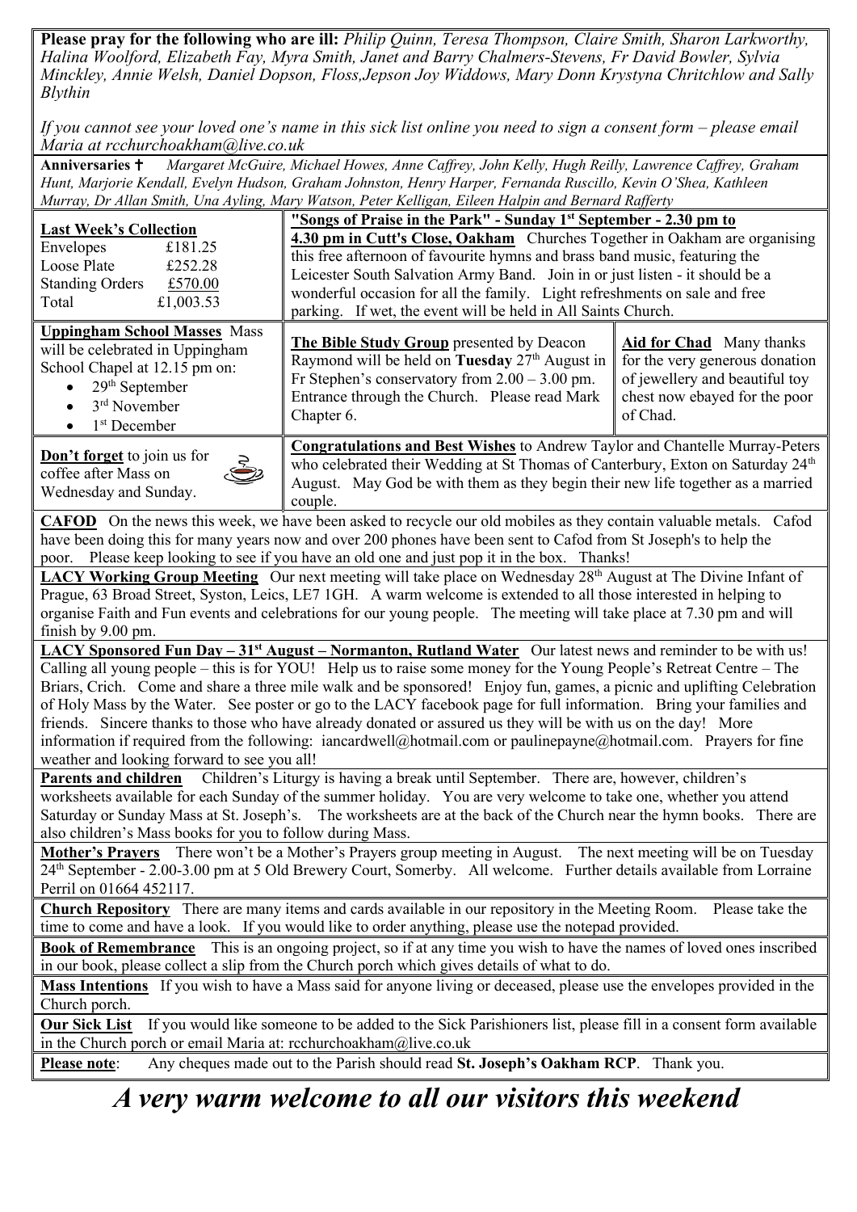**Please pray for the following who are ill:** *Philip Quinn, Teresa Thompson, Claire Smith, Sharon Larkworthy, Halina Woolford, Elizabeth Fay, Myra Smith, Janet and Barry Chalmers-Stevens, Fr David Bowler, Sylvia Minckley, Annie Welsh, Daniel Dopson, Floss,Jepson Joy Widdows, Mary Donn Krystyna Chritchlow and Sally Blythin*

*If you cannot see your loved one's name in this sick list online you need to sign a consent form – please email Maria at rcchurchoakham@live.co.uk*

**Anniversaries ✝** *Margaret McGuire, Michael Howes, Anne Caffrey, John Kelly, Hugh Reilly, Lawrence Caffrey, Graham Hunt, Marjorie Kendall, Evelyn Hudson, Graham Johnston, Henry Harper, Fernanda Ruscillo, Kevin O'Shea, Kathleen Murray, Dr Allan Smith, Una Ayling, Mary Watson, Peter Kelligan, Eileen Halpin and Bernard Rafferty*

**Last Week's Collection**

| | |
|---|---|
| Envelopes | £181.25 |
| Loose Plate | £252.28 |
| Standing Orders | £570.00 |
| Total | £1,003.53 |

**"Songs of Praise in the Park" - Sunday 1st September - 2.30 pm to 4.30 pm in Cutt's Close, Oakham** Churches Together in Oakham are organising this free afternoon of favourite hymns and brass band music, featuring the Leicester South Salvation Army Band. Join in or just listen - it should be a wonderful occasion for all the family. Light refreshments on sale and free parking. If wet, the event will be held in All Saints Church.

**Uppingham School Masses** Mass will be celebrated in Uppingham School Chapel at 12.15 pm on:

- 29th September
- 3rd November
- 1st December

**The Bible Study Group** presented by Deacon Raymond will be held on **Tuesday** 27th August in Fr Stephen's conservatory from 2.00 – 3.00 pm. Entrance through the Church. Please read Mark Chapter 6.

**Aid for Chad** Many thanks for the very generous donation of jewellery and beautiful toy chest now ebayed for the poor of Chad.

**Don't forget** to join us for coffee after Mass on Wednesday and Sunday.

**Congratulations and Best Wishes** to Andrew Taylor and Chantelle Murray-Peters who celebrated their Wedding at St Thomas of Canterbury, Exton on Saturday 24th August. May God be with them as they begin their new life together as a married couple.

**CAFOD** On the news this week, we have been asked to recycle our old mobiles as they contain valuable metals. Cafod have been doing this for many years now and over 200 phones have been sent to Cafod from St Joseph's to help the poor. Please keep looking to see if you have an old one and just pop it in the box. Thanks!

**LACY Working Group Meeting** Our next meeting will take place on Wednesday 28th August at The Divine Infant of Prague, 63 Broad Street, Syston, Leics, LE7 1GH. A warm welcome is extended to all those interested in helping to organise Faith and Fun events and celebrations for our young people. The meeting will take place at 7.30 pm and will finish by 9.00 pm.

**LACY Sponsored Fun Day – 31st August – Normanton, Rutland Water** Our latest news and reminder to be with us! Calling all young people – this is for YOU! Help us to raise some money for the Young People's Retreat Centre – The Briars, Crich. Come and share a three mile walk and be sponsored! Enjoy fun, games, a picnic and uplifting Celebration of Holy Mass by the Water. See poster or go to the LACY facebook page for full information. Bring your families and friends. Sincere thanks to those who have already donated or assured us they will be with us on the day! More information if required from the following: iancardwell@hotmail.com or paulinepayne@hotmail.com. Prayers for fine weather and looking forward to see you all!

**Parents and children** Children's Liturgy is having a break until September. There are, however, children's worksheets available for each Sunday of the summer holiday. You are very welcome to take one, whether you attend Saturday or Sunday Mass at St. Joseph's. The worksheets are at the back of the Church near the hymn books. There are also children's Mass books for you to follow during Mass.

**Mother's Prayers** There won't be a Mother's Prayers group meeting in August. The next meeting will be on Tuesday 24th September - 2.00-3.00 pm at 5 Old Brewery Court, Somerby. All welcome. Further details available from Lorraine Perril on 01664 452117.

**Church Repository** There are many items and cards available in our repository in the Meeting Room. Please take the time to come and have a look. If you would like to order anything, please use the notepad provided.

**Book of Remembrance** This is an ongoing project, so if at any time you wish to have the names of loved ones inscribed in our book, please collect a slip from the Church porch which gives details of what to do.

**Mass Intentions** If you wish to have a Mass said for anyone living or deceased, please use the envelopes provided in the Church porch.

**Our Sick List** If you would like someone to be added to the Sick Parishioners list, please fill in a consent form available in the Church porch or email Maria at: rcchurchoakham@live.co.uk

**Please note**: Any cheques made out to the Parish should read **St. Joseph's Oakham RCP**. Thank you.

## *A very warm welcome to all our visitors this weekend*